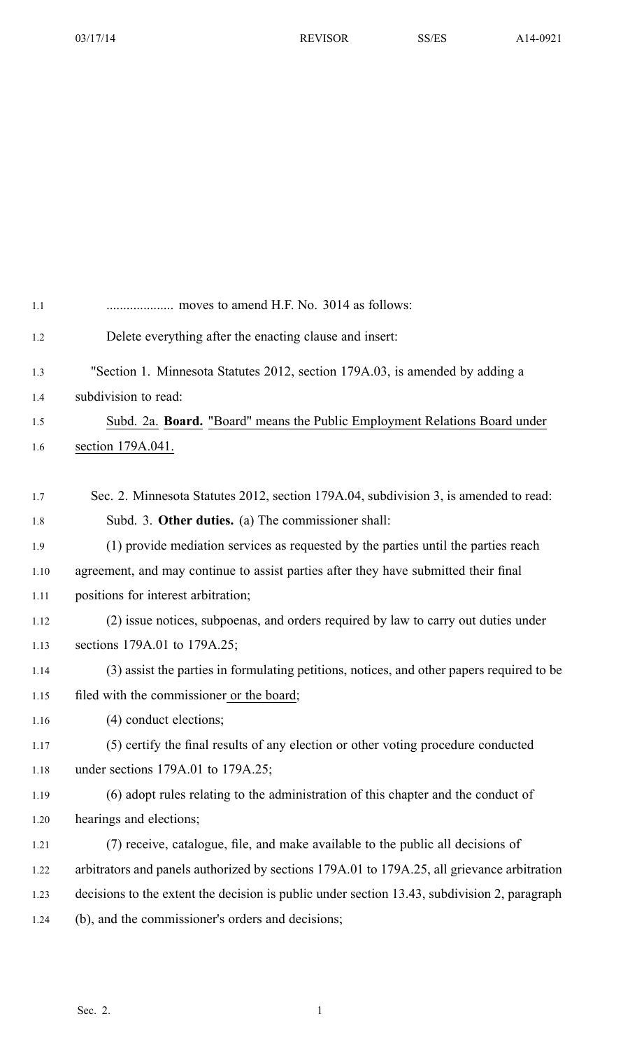.................... moves to amend H.F. No. 3014 as follows:

Delete everything after the enacting clause and insert:

"Section 1. Minnesota Statutes 2012, section 179A.03, is amended by adding a subdivision to read:

Subd. 2a. **Board.** "Board" means the Public Employment Relations Board under section 179A.041.

Sec. 2. Minnesota Statutes 2012, section 179A.04, subdivision 3, is amended to read:

Subd. 3. **Other duties.** (a) The commissioner shall:

(1) provide mediation services as requested by the parties until the parties reach agreement, and may continue to assist parties after they have submitted their final positions for interest arbitration;

(2) issue notices, subpoenas, and orders required by law to carry out duties under sections 179A.01 to 179A.25;

(3) assist the parties in formulating petitions, notices, and other papers required to be filed with the commissioner or the board;

(4) conduct elections;

(5) certify the final results of any election or other voting procedure conducted under sections 179A.01 to 179A.25;

(6) adopt rules relating to the administration of this chapter and the conduct of hearings and elections;

(7) receive, catalogue, file, and make available to the public all decisions of arbitrators and panels authorized by sections 179A.01 to 179A.25, all grievance arbitration decisions to the extent the decision is public under section 13.43, subdivision 2, paragraph (b), and the commissioner's orders and decisions;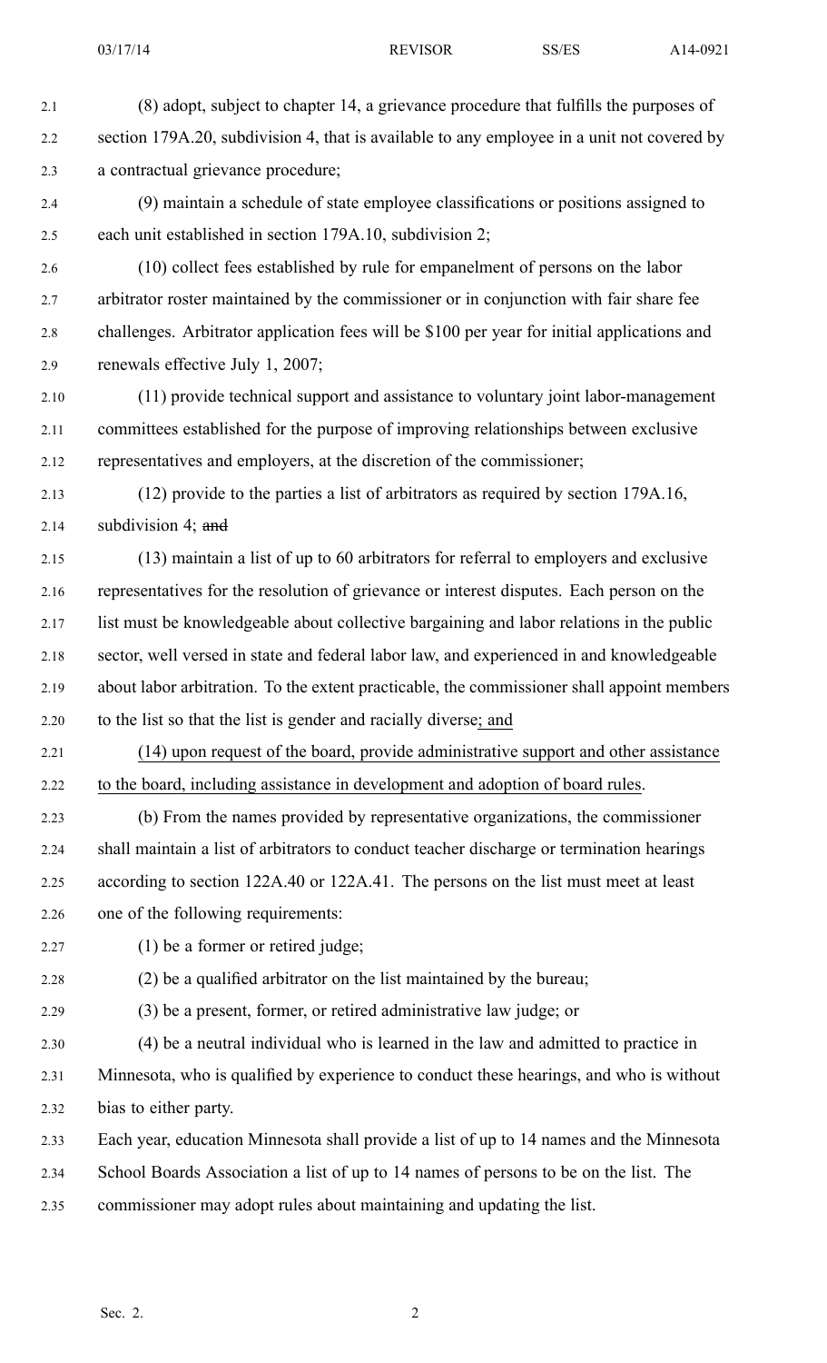(8) adopt, subject to chapter 14, a grievance procedure that fulfills the purposes of section 179A.20, subdivision 4, that is available to any employee in a unit not covered by a contractual grievance procedure;

(9) maintain a schedule of state employee classifications or positions assigned to each unit established in section 179A.10, subdivision 2;

(10) collect fees established by rule for empanelment of persons on the labor arbitrator roster maintained by the commissioner or in conjunction with fair share fee challenges. Arbitrator application fees will be $100 per year for initial applications and renewals effective July 1, 2007;

(11) provide technical support and assistance to voluntary joint labor-management committees established for the purpose of improving relationships between exclusive representatives and employers, at the discretion of the commissioner;

(12) provide to the parties a list of arbitrators as required by section 179A.16, subdivision 4; ~~and~~

(13) maintain a list of up to 60 arbitrators for referral to employers and exclusive representatives for the resolution of grievance or interest disputes. Each person on the list must be knowledgeable about collective bargaining and labor relations in the public sector, well versed in state and federal labor law, and experienced in and knowledgeable about labor arbitration. To the extent practicable, the commissioner shall appoint members to the list so that the list is gender and racially diverse<u>; and</u>

<u>(14) upon request of the board, provide administrative support and other assistance to the board, including assistance in development and adoption of board rules</u>.

(b) From the names provided by representative organizations, the commissioner shall maintain a list of arbitrators to conduct teacher discharge or termination hearings according to section 122A.40 or 122A.41. The persons on the list must meet at least one of the following requirements:

(1) be a former or retired judge;

(2) be a qualified arbitrator on the list maintained by the bureau;

(3) be a present, former, or retired administrative law judge; or

(4) be a neutral individual who is learned in the law and admitted to practice in Minnesota, who is qualified by experience to conduct these hearings, and who is without bias to either party.

Each year, education Minnesota shall provide a list of up to 14 names and the Minnesota School Boards Association a list of up to 14 names of persons to be on the list. The commissioner may adopt rules about maintaining and updating the list.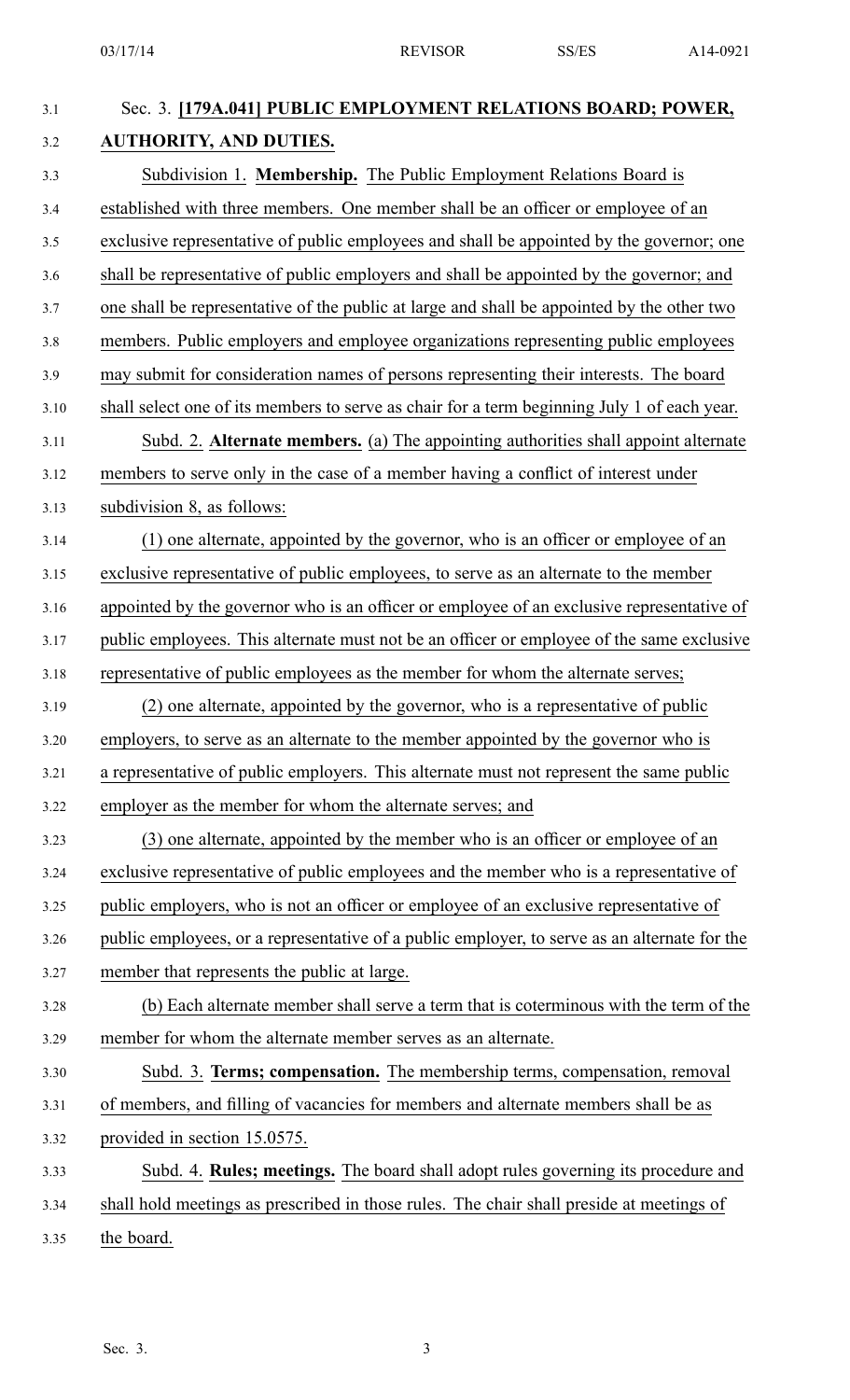Sec. 3. **[179A.041] PUBLIC EMPLOYMENT RELATIONS BOARD; POWER, AUTHORITY, AND DUTIES.**

Subdivision 1. **Membership.** The Public Employment Relations Board is established with three members. One member shall be an officer or employee of an exclusive representative of public employees and shall be appointed by the governor; one shall be representative of public employers and shall be appointed by the governor; and one shall be representative of the public at large and shall be appointed by the other two members. Public employers and employee organizations representing public employees may submit for consideration names of persons representing their interests. The board shall select one of its members to serve as chair for a term beginning July 1 of each year.

Subd. 2. **Alternate members.** (a) The appointing authorities shall appoint alternate members to serve only in the case of a member having a conflict of interest under subdivision 8, as follows:

(1) one alternate, appointed by the governor, who is an officer or employee of an exclusive representative of public employees, to serve as an alternate to the member appointed by the governor who is an officer or employee of an exclusive representative of public employees. This alternate must not be an officer or employee of the same exclusive representative of public employees as the member for whom the alternate serves;

(2) one alternate, appointed by the governor, who is a representative of public employers, to serve as an alternate to the member appointed by the governor who is a representative of public employers. This alternate must not represent the same public employer as the member for whom the alternate serves; and

(3) one alternate, appointed by the member who is an officer or employee of an exclusive representative of public employees and the member who is a representative of public employers, who is not an officer or employee of an exclusive representative of public employees, or a representative of a public employer, to serve as an alternate for the member that represents the public at large.

(b) Each alternate member shall serve a term that is coterminous with the term of the member for whom the alternate member serves as an alternate.

Subd. 3. **Terms; compensation.** The membership terms, compensation, removal of members, and filling of vacancies for members and alternate members shall be as provided in section 15.0575.

Subd. 4. **Rules; meetings.** The board shall adopt rules governing its procedure and shall hold meetings as prescribed in those rules. The chair shall preside at meetings of the board.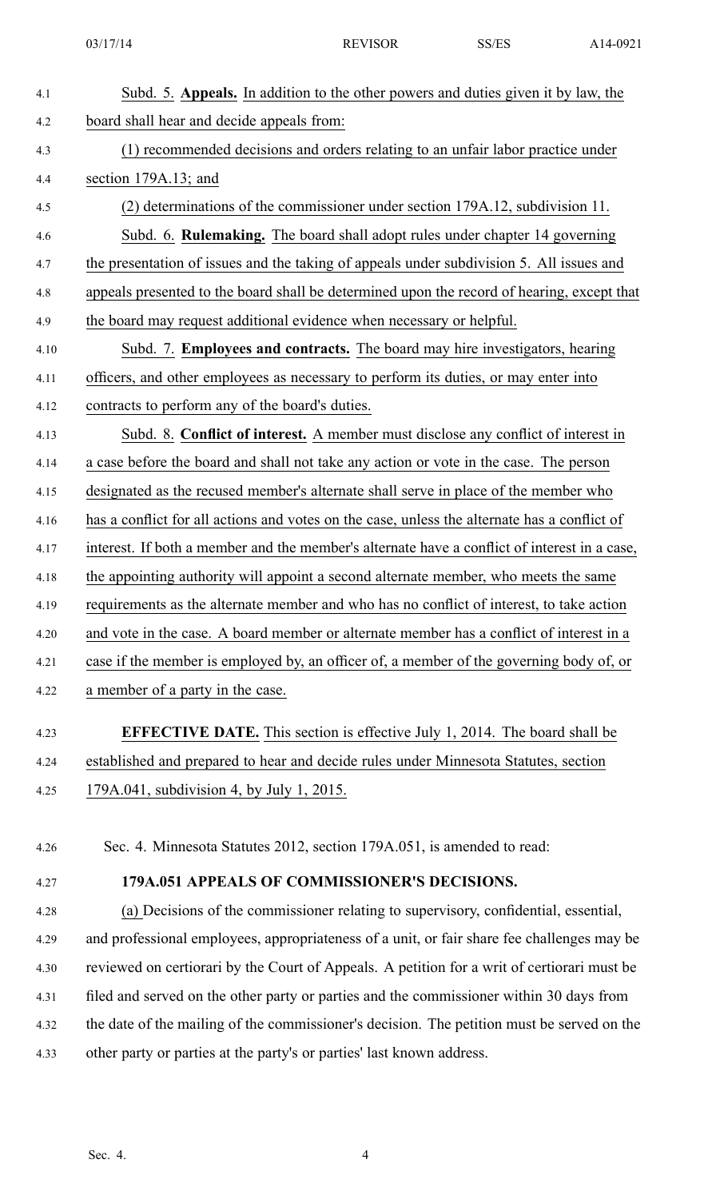Subd. 5. **Appeals.** In addition to the other powers and duties given it by law, the board shall hear and decide appeals from:

(1) recommended decisions and orders relating to an unfair labor practice under section 179A.13; and

(2) determinations of the commissioner under section 179A.12, subdivision 11.

Subd. 6. **Rulemaking.** The board shall adopt rules under chapter 14 governing the presentation of issues and the taking of appeals under subdivision 5. All issues and appeals presented to the board shall be determined upon the record of hearing, except that the board may request additional evidence when necessary or helpful.

Subd. 7. **Employees and contracts.** The board may hire investigators, hearing officers, and other employees as necessary to perform its duties, or may enter into contracts to perform any of the board's duties.

Subd. 8. **Conflict of interest.** A member must disclose any conflict of interest in a case before the board and shall not take any action or vote in the case. The person designated as the recused member's alternate shall serve in place of the member who has a conflict for all actions and votes on the case, unless the alternate has a conflict of interest. If both a member and the member's alternate have a conflict of interest in a case, the appointing authority will appoint a second alternate member, who meets the same requirements as the alternate member and who has no conflict of interest, to take action and vote in the case. A board member or alternate member has a conflict of interest in a case if the member is employed by, an officer of, a member of the governing body of, or a member of a party in the case.

**EFFECTIVE DATE.** This section is effective July 1, 2014. The board shall be established and prepared to hear and decide rules under Minnesota Statutes, section 179A.041, subdivision 4, by July 1, 2015.

Sec. 4. Minnesota Statutes 2012, section 179A.051, is amended to read:

**179A.051 APPEALS OF COMMISSIONER'S DECISIONS.**

(a) Decisions of the commissioner relating to supervisory, confidential, essential, and professional employees, appropriateness of a unit, or fair share fee challenges may be reviewed on certiorari by the Court of Appeals. A petition for a writ of certiorari must be filed and served on the other party or parties and the commissioner within 30 days from the date of the mailing of the commissioner's decision. The petition must be served on the other party or parties at the party's or parties' last known address.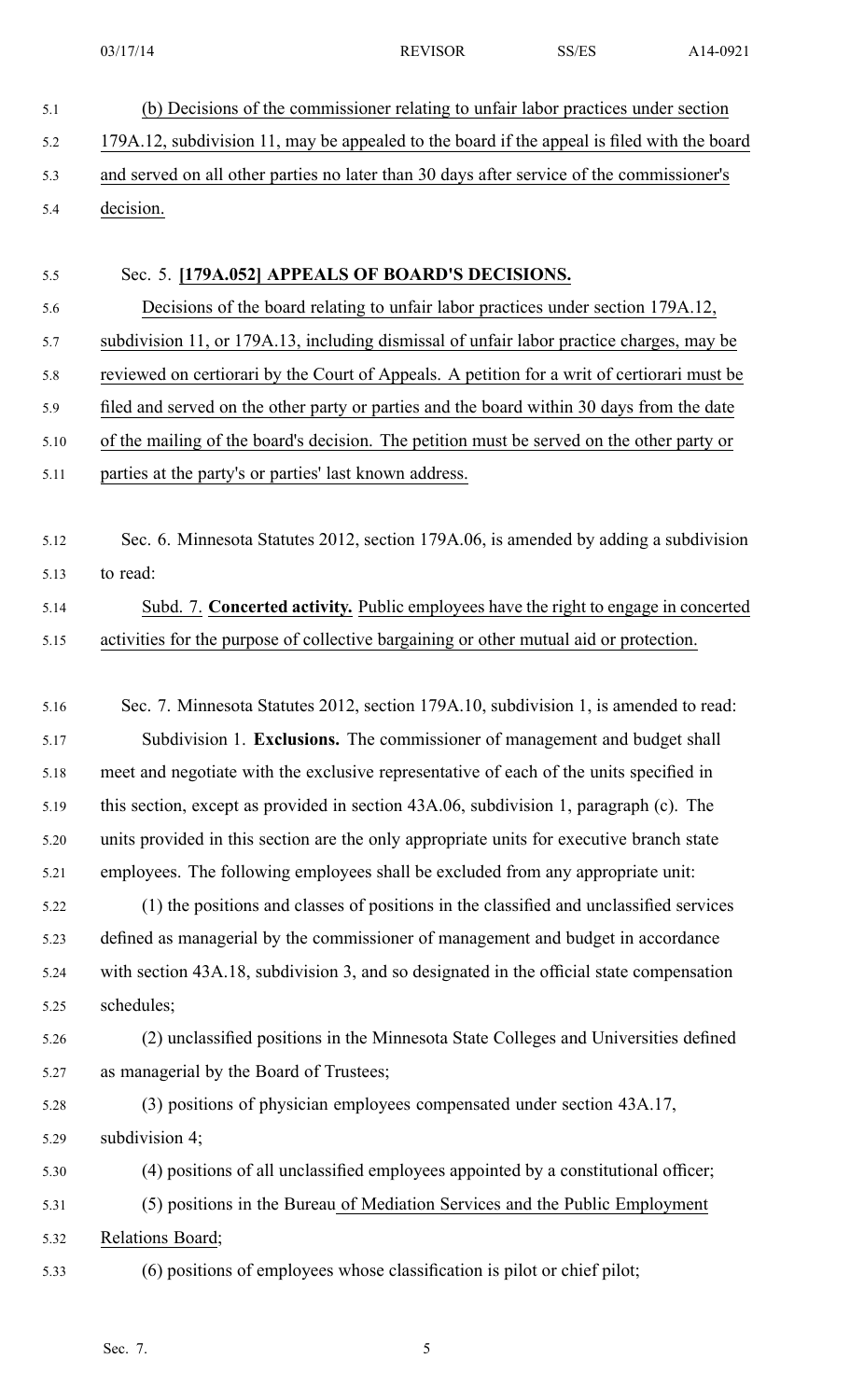(b) Decisions of the commissioner relating to unfair labor practices under section 179A.12, subdivision 11, may be appealed to the board if the appeal is filed with the board and served on all other parties no later than 30 days after service of the commissioner's decision.

Sec. 5. **[179A.052] APPEALS OF BOARD'S DECISIONS.**

Decisions of the board relating to unfair labor practices under section 179A.12, subdivision 11, or 179A.13, including dismissal of unfair labor practice charges, may be reviewed on certiorari by the Court of Appeals. A petition for a writ of certiorari must be filed and served on the other party or parties and the board within 30 days from the date of the mailing of the board's decision. The petition must be served on the other party or parties at the party's or parties' last known address.

Sec. 6. Minnesota Statutes 2012, section 179A.06, is amended by adding a subdivision to read:

Subd. 7. **Concerted activity.** Public employees have the right to engage in concerted activities for the purpose of collective bargaining or other mutual aid or protection.

Sec. 7. Minnesota Statutes 2012, section 179A.10, subdivision 1, is amended to read:

Subdivision 1. **Exclusions.** The commissioner of management and budget shall meet and negotiate with the exclusive representative of each of the units specified in this section, except as provided in section 43A.06, subdivision 1, paragraph (c). The units provided in this section are the only appropriate units for executive branch state employees. The following employees shall be excluded from any appropriate unit:

(1) the positions and classes of positions in the classified and unclassified services defined as managerial by the commissioner of management and budget in accordance with section 43A.18, subdivision 3, and so designated in the official state compensation schedules;

(2) unclassified positions in the Minnesota State Colleges and Universities defined as managerial by the Board of Trustees;

(3) positions of physician employees compensated under section 43A.17, subdivision 4;

(4) positions of all unclassified employees appointed by a constitutional officer;

(5) positions in the Bureau of Mediation Services and the Public Employment Relations Board;

(6) positions of employees whose classification is pilot or chief pilot;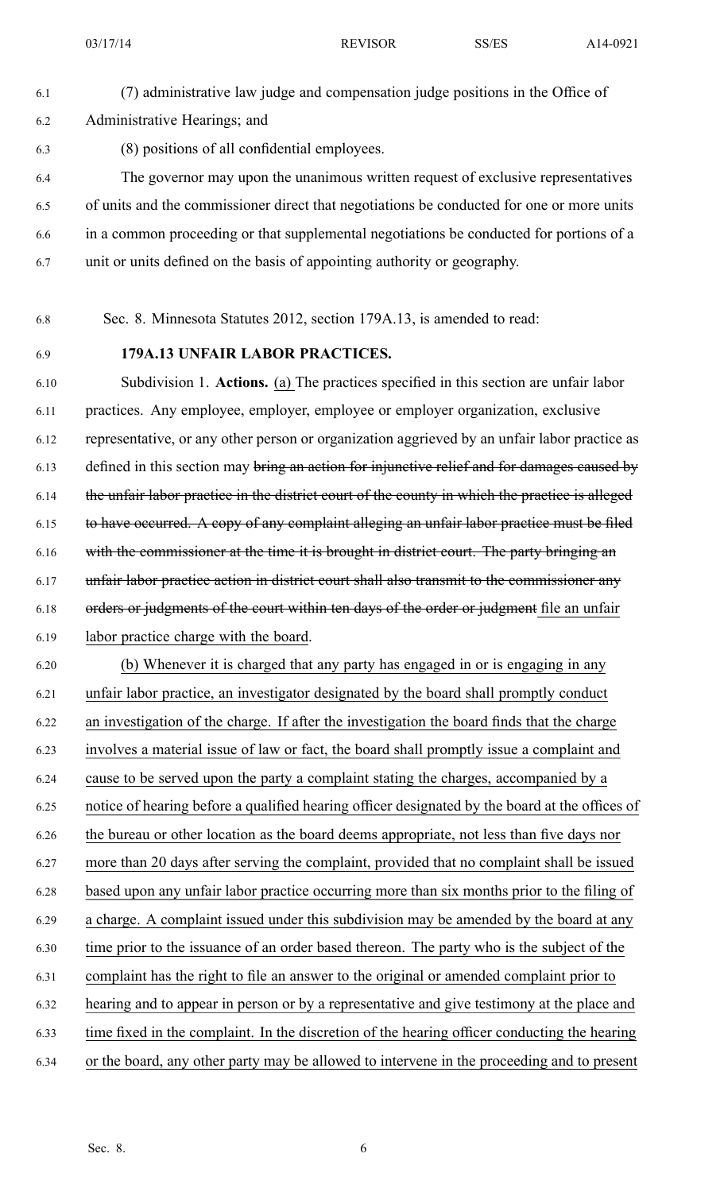(7) administrative law judge and compensation judge positions in the Office of Administrative Hearings; and

(8) positions of all confidential employees.

The governor may upon the unanimous written request of exclusive representatives of units and the commissioner direct that negotiations be conducted for one or more units in a common proceeding or that supplemental negotiations be conducted for portions of a unit or units defined on the basis of appointing authority or geography.

Sec. 8. Minnesota Statutes 2012, section 179A.13, is amended to read:

**179A.13 UNFAIR LABOR PRACTICES.**

Subdivision 1. **Actions.** (a) The practices specified in this section are unfair labor practices. Any employee, employer, employee or employer organization, exclusive representative, or any other person or organization aggrieved by an unfair labor practice as defined in this section may ~~bring an action for injunctive relief and for damages caused by the unfair labor practice in the district court of the county in which the practice is alleged to have occurred. A copy of any complaint alleging an unfair labor practice must be filed with the commissioner at the time it is brought in district court. The party bringing an unfair labor practice action in district court shall also transmit to the commissioner any orders or judgments of the court within ten days of the order or judgment~~ file an unfair labor practice charge with the board.

(b) Whenever it is charged that any party has engaged in or is engaging in any unfair labor practice, an investigator designated by the board shall promptly conduct an investigation of the charge. If after the investigation the board finds that the charge involves a material issue of law or fact, the board shall promptly issue a complaint and cause to be served upon the party a complaint stating the charges, accompanied by a notice of hearing before a qualified hearing officer designated by the board at the offices of the bureau or other location as the board deems appropriate, not less than five days nor more than 20 days after serving the complaint, provided that no complaint shall be issued based upon any unfair labor practice occurring more than six months prior to the filing of a charge. A complaint issued under this subdivision may be amended by the board at any time prior to the issuance of an order based thereon. The party who is the subject of the complaint has the right to file an answer to the original or amended complaint prior to hearing and to appear in person or by a representative and give testimony at the place and time fixed in the complaint. In the discretion of the hearing officer conducting the hearing or the board, any other party may be allowed to intervene in the proceeding and to present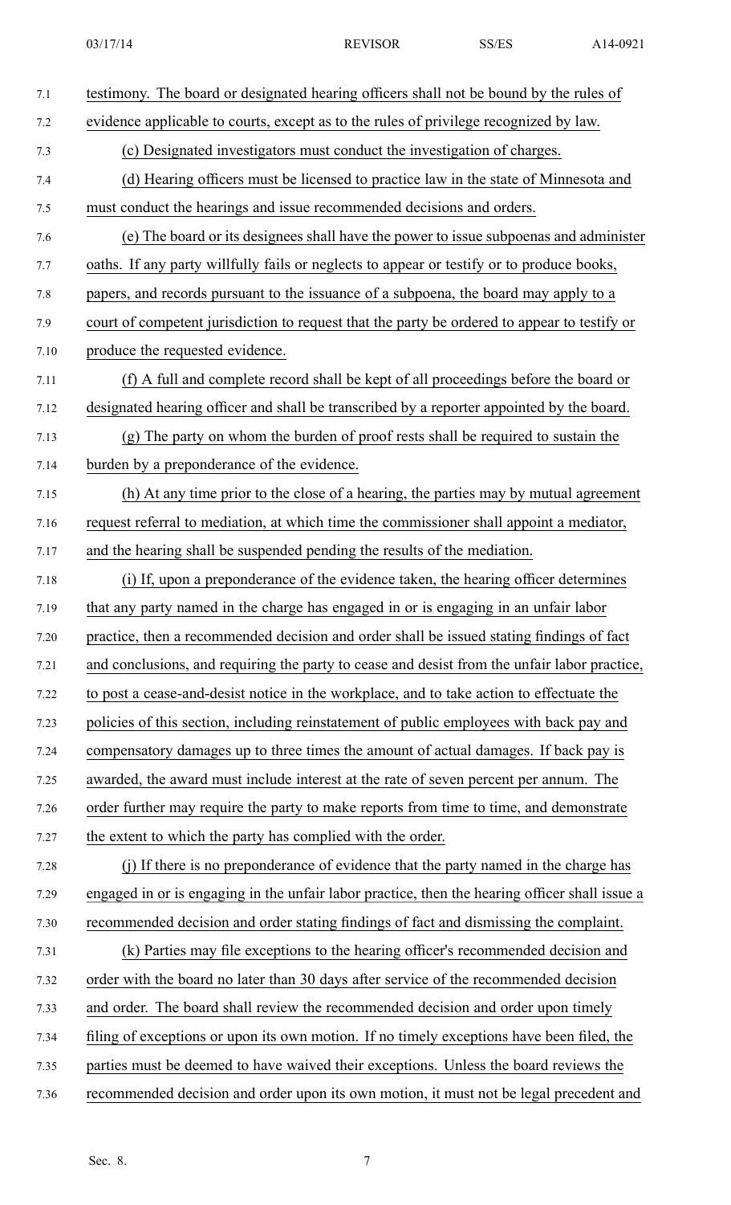testimony. The board or designated hearing officers shall not be bound by the rules of evidence applicable to courts, except as to the rules of privilege recognized by law.

(c) Designated investigators must conduct the investigation of charges.

(d) Hearing officers must be licensed to practice law in the state of Minnesota and must conduct the hearings and issue recommended decisions and orders.

(e) The board or its designees shall have the power to issue subpoenas and administer oaths. If any party willfully fails or neglects to appear or testify or to produce books, papers, and records pursuant to the issuance of a subpoena, the board may apply to a court of competent jurisdiction to request that the party be ordered to appear to testify or produce the requested evidence.

(f) A full and complete record shall be kept of all proceedings before the board or designated hearing officer and shall be transcribed by a reporter appointed by the board.

(g) The party on whom the burden of proof rests shall be required to sustain the burden by a preponderance of the evidence.

(h) At any time prior to the close of a hearing, the parties may by mutual agreement request referral to mediation, at which time the commissioner shall appoint a mediator, and the hearing shall be suspended pending the results of the mediation.

(i) If, upon a preponderance of the evidence taken, the hearing officer determines that any party named in the charge has engaged in or is engaging in an unfair labor practice, then a recommended decision and order shall be issued stating findings of fact and conclusions, and requiring the party to cease and desist from the unfair labor practice, to post a cease-and-desist notice in the workplace, and to take action to effectuate the policies of this section, including reinstatement of public employees with back pay and compensatory damages up to three times the amount of actual damages. If back pay is awarded, the award must include interest at the rate of seven percent per annum. The order further may require the party to make reports from time to time, and demonstrate the extent to which the party has complied with the order.

(j) If there is no preponderance of evidence that the party named in the charge has engaged in or is engaging in the unfair labor practice, then the hearing officer shall issue a recommended decision and order stating findings of fact and dismissing the complaint.

(k) Parties may file exceptions to the hearing officer's recommended decision and order with the board no later than 30 days after service of the recommended decision and order. The board shall review the recommended decision and order upon timely filing of exceptions or upon its own motion. If no timely exceptions have been filed, the parties must be deemed to have waived their exceptions. Unless the board reviews the recommended decision and order upon its own motion, it must not be legal precedent and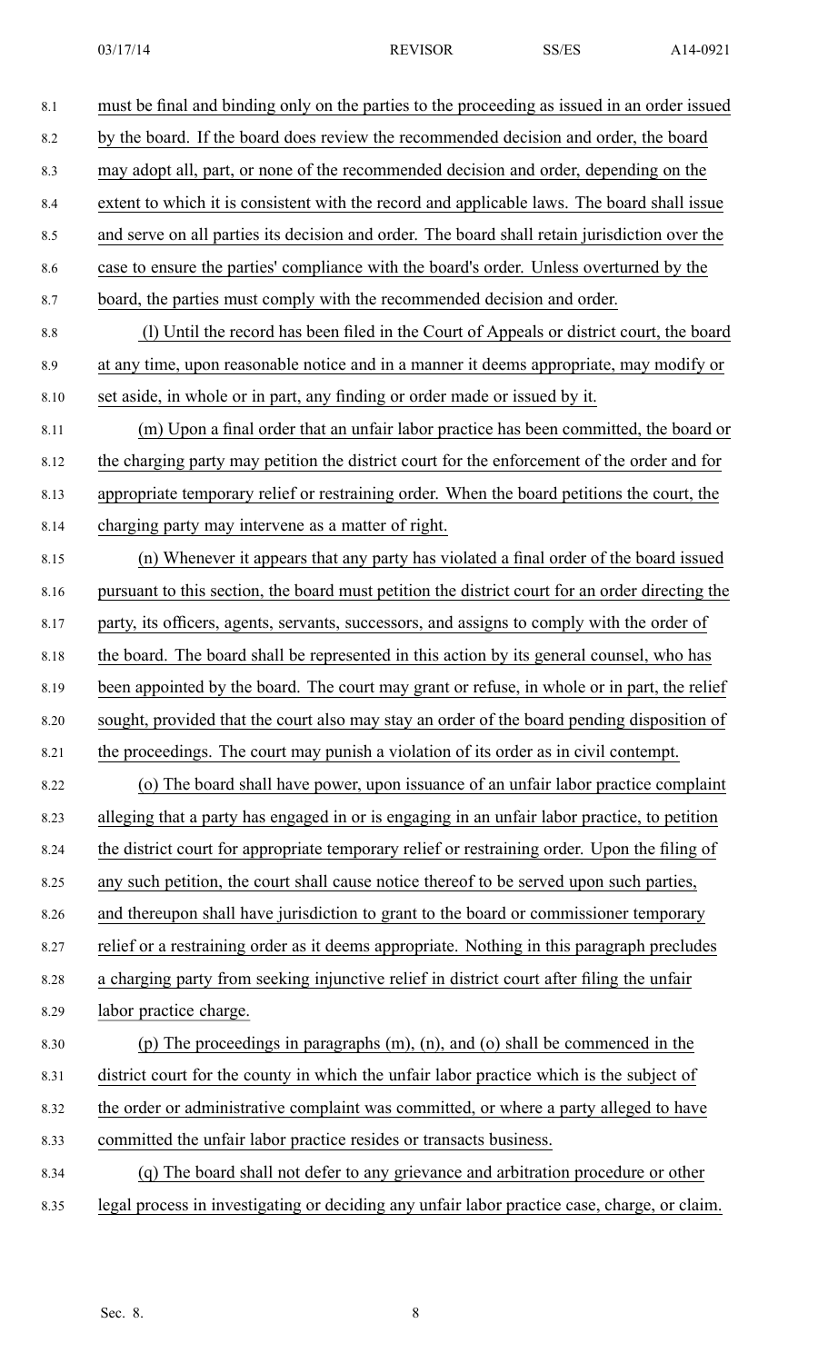must be final and binding only on the parties to the proceeding as issued in an order issued by the board. If the board does review the recommended decision and order, the board may adopt all, part, or none of the recommended decision and order, depending on the extent to which it is consistent with the record and applicable laws. The board shall issue and serve on all parties its decision and order. The board shall retain jurisdiction over the case to ensure the parties' compliance with the board's order. Unless overturned by the board, the parties must comply with the recommended decision and order.

(l) Until the record has been filed in the Court of Appeals or district court, the board at any time, upon reasonable notice and in a manner it deems appropriate, may modify or set aside, in whole or in part, any finding or order made or issued by it.

(m) Upon a final order that an unfair labor practice has been committed, the board or the charging party may petition the district court for the enforcement of the order and for appropriate temporary relief or restraining order. When the board petitions the court, the charging party may intervene as a matter of right.

(n) Whenever it appears that any party has violated a final order of the board issued pursuant to this section, the board must petition the district court for an order directing the party, its officers, agents, servants, successors, and assigns to comply with the order of the board. The board shall be represented in this action by its general counsel, who has been appointed by the board. The court may grant or refuse, in whole or in part, the relief sought, provided that the court also may stay an order of the board pending disposition of the proceedings. The court may punish a violation of its order as in civil contempt.

(o) The board shall have power, upon issuance of an unfair labor practice complaint alleging that a party has engaged in or is engaging in an unfair labor practice, to petition the district court for appropriate temporary relief or restraining order. Upon the filing of any such petition, the court shall cause notice thereof to be served upon such parties, and thereupon shall have jurisdiction to grant to the board or commissioner temporary relief or a restraining order as it deems appropriate. Nothing in this paragraph precludes a charging party from seeking injunctive relief in district court after filing the unfair labor practice charge.

(p) The proceedings in paragraphs (m), (n), and (o) shall be commenced in the district court for the county in which the unfair labor practice which is the subject of the order or administrative complaint was committed, or where a party alleged to have committed the unfair labor practice resides or transacts business.

(q) The board shall not defer to any grievance and arbitration procedure or other legal process in investigating or deciding any unfair labor practice case, charge, or claim.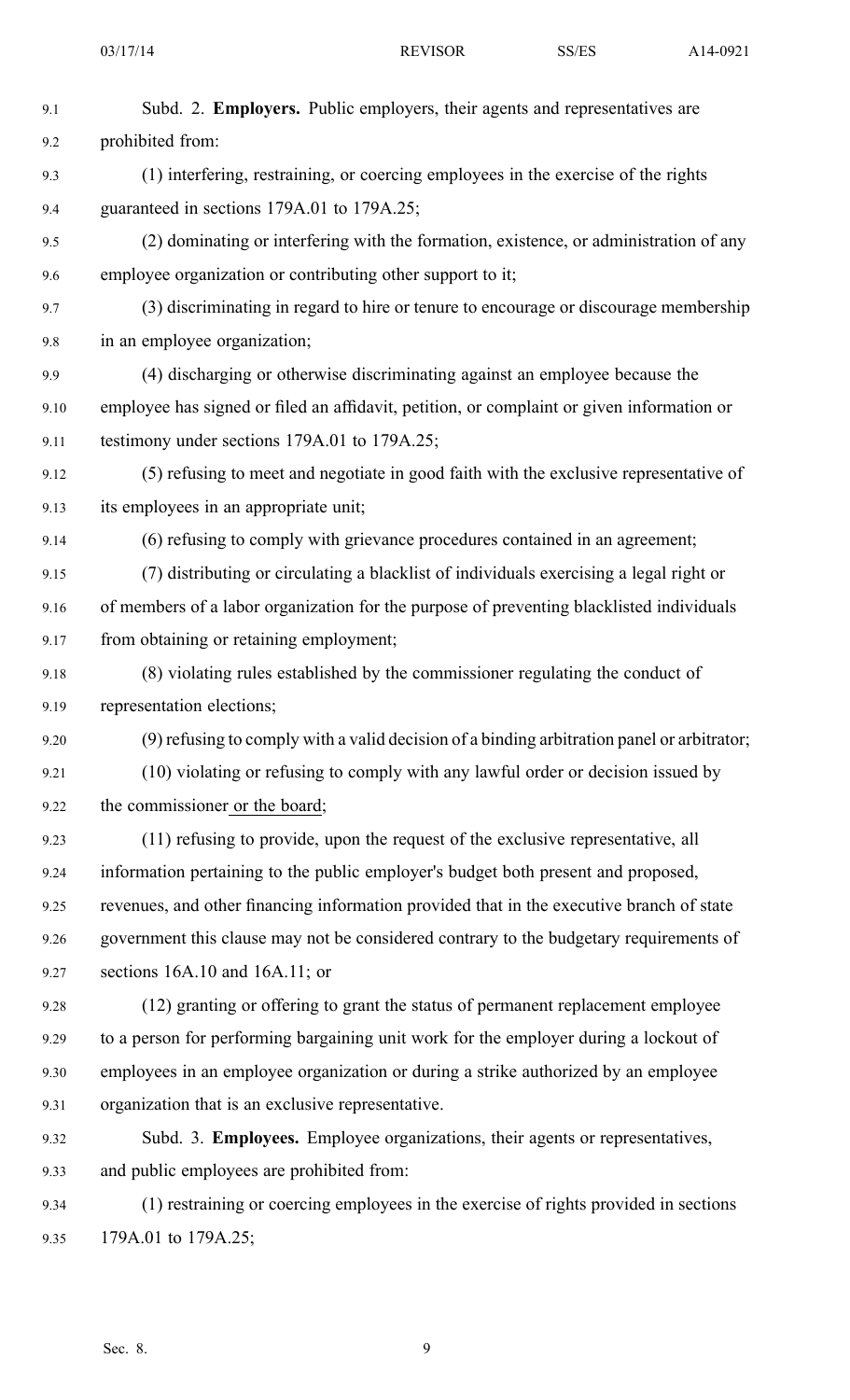Subd. 2. **Employers.** Public employers, their agents and representatives are prohibited from:

(1) interfering, restraining, or coercing employees in the exercise of the rights guaranteed in sections 179A.01 to 179A.25;

(2) dominating or interfering with the formation, existence, or administration of any employee organization or contributing other support to it;

(3) discriminating in regard to hire or tenure to encourage or discourage membership in an employee organization;

(4) discharging or otherwise discriminating against an employee because the employee has signed or filed an affidavit, petition, or complaint or given information or testimony under sections 179A.01 to 179A.25;

(5) refusing to meet and negotiate in good faith with the exclusive representative of its employees in an appropriate unit;

(6) refusing to comply with grievance procedures contained in an agreement;

(7) distributing or circulating a blacklist of individuals exercising a legal right or of members of a labor organization for the purpose of preventing blacklisted individuals from obtaining or retaining employment;

(8) violating rules established by the commissioner regulating the conduct of representation elections;

(9) refusing to comply with a valid decision of a binding arbitration panel or arbitrator;

(10) violating or refusing to comply with any lawful order or decision issued by the commissioner or the board;

(11) refusing to provide, upon the request of the exclusive representative, all information pertaining to the public employer's budget both present and proposed, revenues, and other financing information provided that in the executive branch of state government this clause may not be considered contrary to the budgetary requirements of sections 16A.10 and 16A.11; or

(12) granting or offering to grant the status of permanent replacement employee to a person for performing bargaining unit work for the employer during a lockout of employees in an employee organization or during a strike authorized by an employee organization that is an exclusive representative.

Subd. 3. **Employees.** Employee organizations, their agents or representatives, and public employees are prohibited from:

(1) restraining or coercing employees in the exercise of rights provided in sections 179A.01 to 179A.25;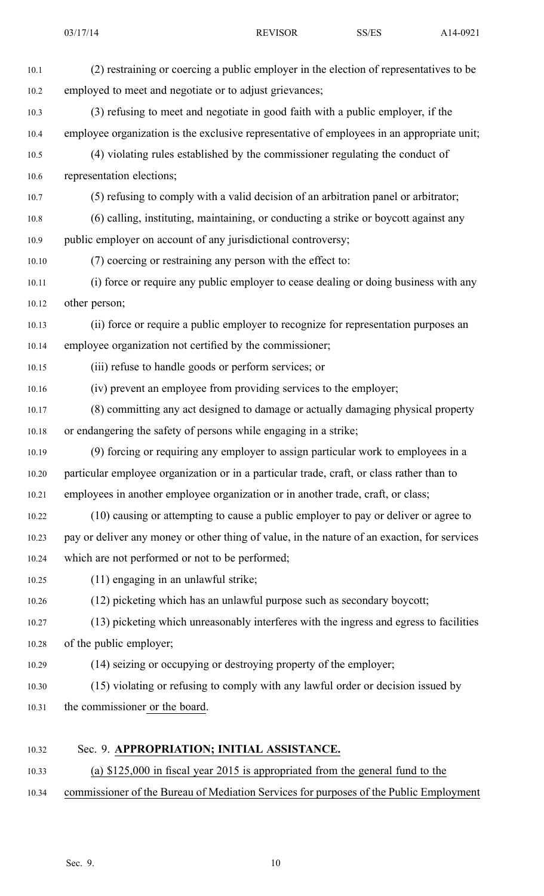(2) restraining or coercing a public employer in the election of representatives to be employed to meet and negotiate or to adjust grievances;

(3) refusing to meet and negotiate in good faith with a public employer, if the employee organization is the exclusive representative of employees in an appropriate unit;

(4) violating rules established by the commissioner regulating the conduct of representation elections;

(5) refusing to comply with a valid decision of an arbitration panel or arbitrator;

(6) calling, instituting, maintaining, or conducting a strike or boycott against any public employer on account of any jurisdictional controversy;

(7) coercing or restraining any person with the effect to:

(i) force or require any public employer to cease dealing or doing business with any other person;

(ii) force or require a public employer to recognize for representation purposes an employee organization not certified by the commissioner;

(iii) refuse to handle goods or perform services; or

(iv) prevent an employee from providing services to the employer;

(8) committing any act designed to damage or actually damaging physical property or endangering the safety of persons while engaging in a strike;

(9) forcing or requiring any employer to assign particular work to employees in a particular employee organization or in a particular trade, craft, or class rather than to employees in another employee organization or in another trade, craft, or class;

(10) causing or attempting to cause a public employer to pay or deliver or agree to pay or deliver any money or other thing of value, in the nature of an exaction, for services which are not performed or not to be performed;

(11) engaging in an unlawful strike;

(12) picketing which has an unlawful purpose such as secondary boycott;

(13) picketing which unreasonably interferes with the ingress and egress to facilities of the public employer;

(14) seizing or occupying or destroying property of the employer;

(15) violating or refusing to comply with any lawful order or decision issued by the commissioner or the board.

Sec. 9. **APPROPRIATION; INITIAL ASSISTANCE.**

(a) $125,000 in fiscal year 2015 is appropriated from the general fund to the commissioner of the Bureau of Mediation Services for purposes of the Public Employment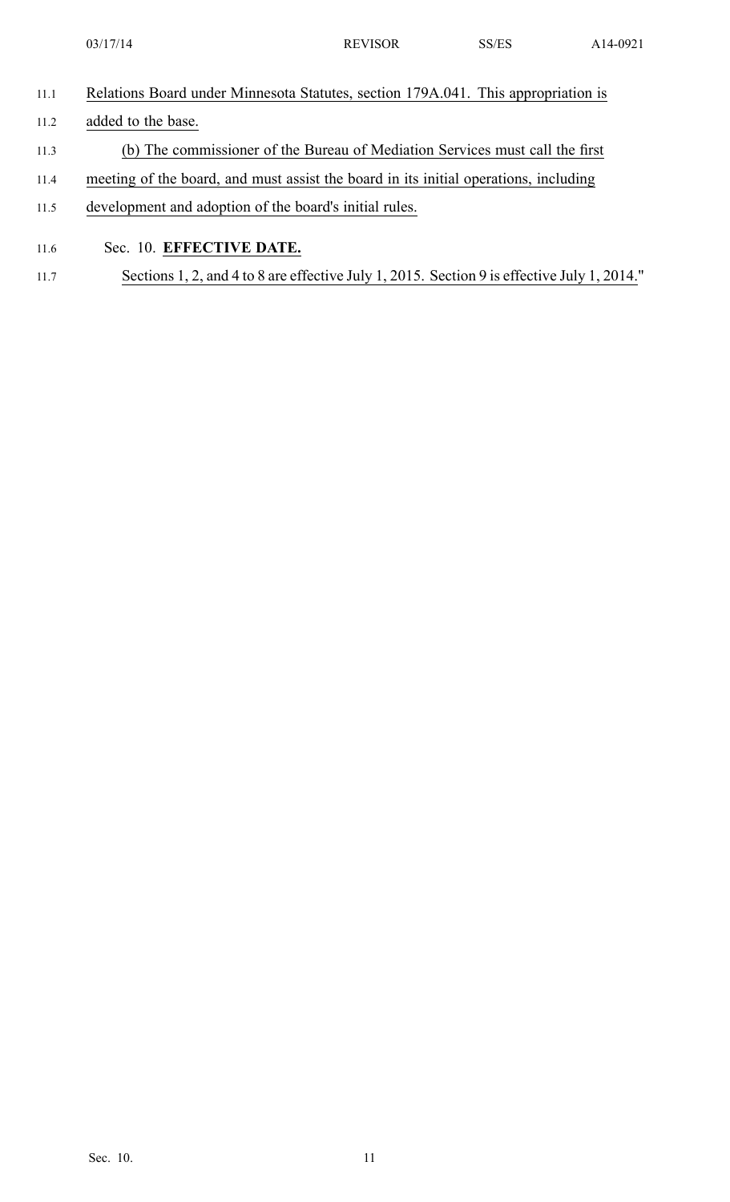Relations Board under Minnesota Statutes, section 179A.041. This appropriation is added to the base.

(b) The commissioner of the Bureau of Mediation Services must call the first meeting of the board, and must assist the board in its initial operations, including development and adoption of the board's initial rules.

Sec. 10. **EFFECTIVE DATE.**

Sections 1, 2, and 4 to 8 are effective July 1, 2015. Section 9 is effective July 1, 2014."